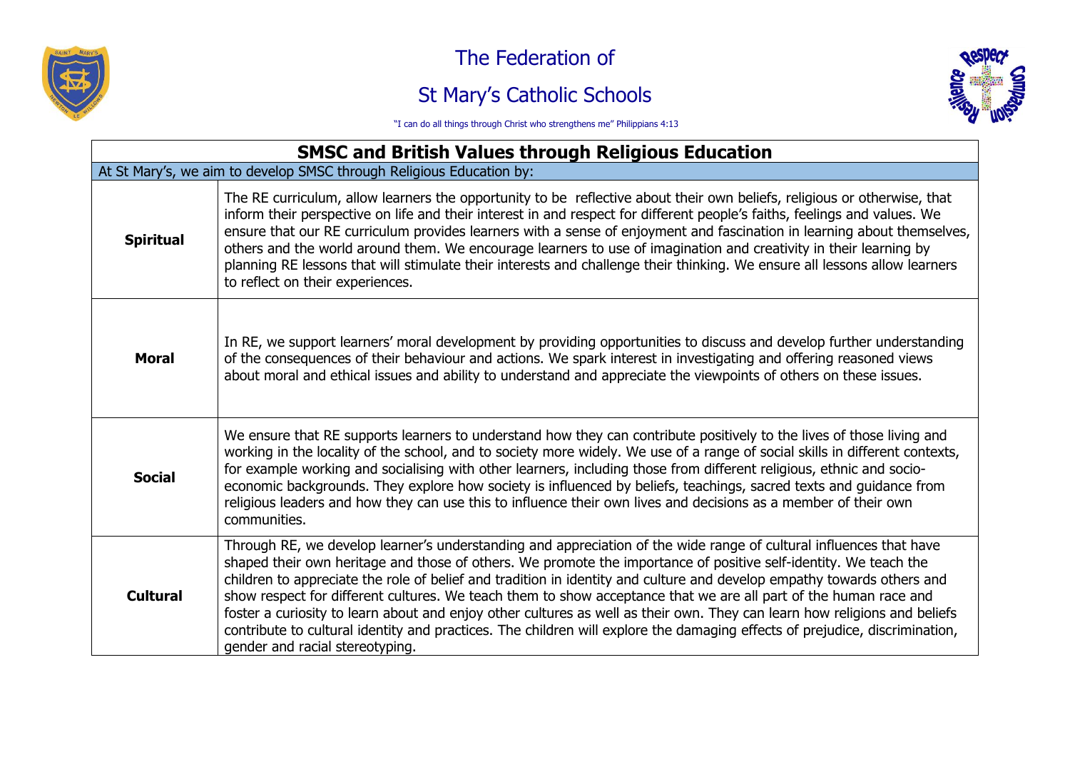# The Federation of St Mary's Catholic Schools

"I can do all things through Christ who strengthens me" Philippians 4:13

## SMSC and British Values through Religious Education

At St Mary's, we aim to develop SMSC through Religious Education by:

| | |
|---|---|
| **Spiritual** | The RE curriculum, allow learners the opportunity to be reflective about their own beliefs, religious or otherwise, that inform their perspective on life and their interest in and respect for different people's faiths, feelings and values. We ensure that our RE curriculum provides learners with a sense of enjoyment and fascination in learning about themselves, others and the world around them. We encourage learners to use of imagination and creativity in their learning by planning RE lessons that will stimulate their interests and challenge their thinking. We ensure all lessons allow learners to reflect on their experiences. |
| **Moral** | In RE, we support learners' moral development by providing opportunities to discuss and develop further understanding of the consequences of their behaviour and actions. We spark interest in investigating and offering reasoned views about moral and ethical issues and ability to understand and appreciate the viewpoints of others on these issues. |
| **Social** | We ensure that RE supports learners to understand how they can contribute positively to the lives of those living and working in the locality of the school, and to society more widely. We use of a range of social skills in different contexts, for example working and socialising with other learners, including those from different religious, ethnic and socio-economic backgrounds. They explore how society is influenced by beliefs, teachings, sacred texts and guidance from religious leaders and how they can use this to influence their own lives and decisions as a member of their own communities. |
| **Cultural** | Through RE, we develop learner's understanding and appreciation of the wide range of cultural influences that have shaped their own heritage and those of others. We promote the importance of positive self-identity. We teach the children to appreciate the role of belief and tradition in identity and culture and develop empathy towards others and show respect for different cultures. We teach them to show acceptance that we are all part of the human race and foster a curiosity to learn about and enjoy other cultures as well as their own. They can learn how religions and beliefs contribute to cultural identity and practices. The children will explore the damaging effects of prejudice, discrimination, gender and racial stereotyping. |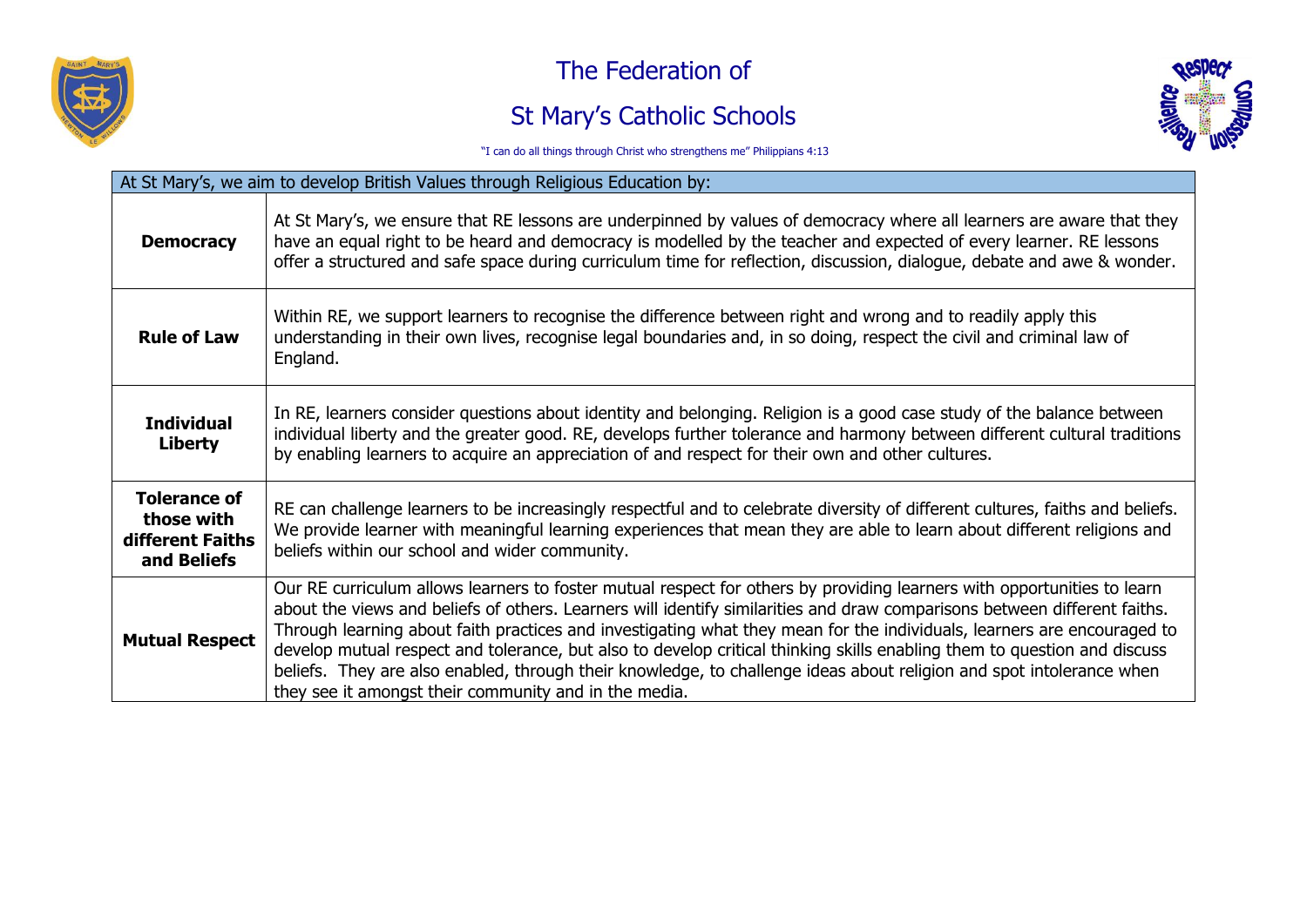# The Federation of

# St Mary's Catholic Schools

"I can do all things through Christ who strengthens me" Philippians 4:13

| At St Mary's, we aim to develop British Values through Religious Education by: | |
|---|---|
| **Democracy** | At St Mary's, we ensure that RE lessons are underpinned by values of democracy where all learners are aware that they have an equal right to be heard and democracy is modelled by the teacher and expected of every learner. RE lessons offer a structured and safe space during curriculum time for reflection, discussion, dialogue, debate and awe & wonder. |
| **Rule of Law** | Within RE, we support learners to recognise the difference between right and wrong and to readily apply this understanding in their own lives, recognise legal boundaries and, in so doing, respect the civil and criminal law of England. |
| **Individual Liberty** | In RE, learners consider questions about identity and belonging. Religion is a good case study of the balance between individual liberty and the greater good. RE, develops further tolerance and harmony between different cultural traditions by enabling learners to acquire an appreciation of and respect for their own and other cultures. |
| **Tolerance of those with different Faiths and Beliefs** | RE can challenge learners to be increasingly respectful and to celebrate diversity of different cultures, faiths and beliefs. We provide learner with meaningful learning experiences that mean they are able to learn about different religions and beliefs within our school and wider community. |
| **Mutual Respect** | Our RE curriculum allows learners to foster mutual respect for others by providing learners with opportunities to learn about the views and beliefs of others. Learners will identify similarities and draw comparisons between different faiths. Through learning about faith practices and investigating what they mean for the individuals, learners are encouraged to develop mutual respect and tolerance, but also to develop critical thinking skills enabling them to question and discuss beliefs. They are also enabled, through their knowledge, to challenge ideas about religion and spot intolerance when they see it amongst their community and in the media. |